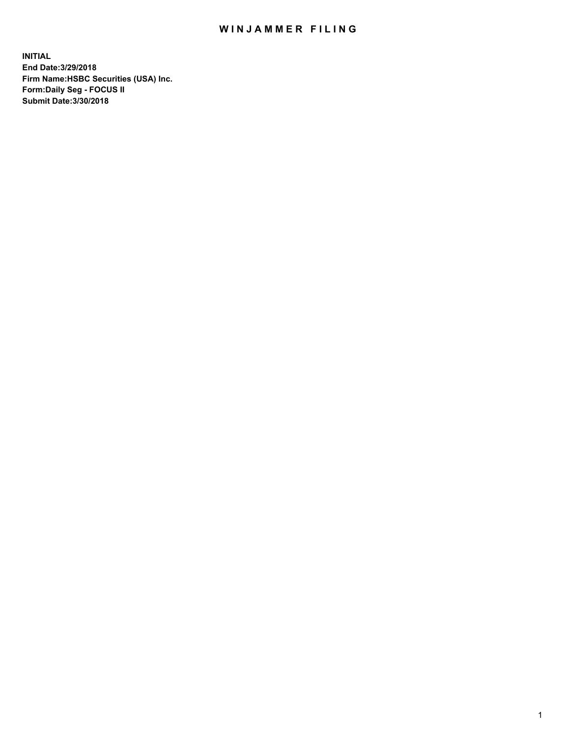# WINJAMMER FILING

**INITIAL**
**End Date:3/29/2018**
**Firm Name:HSBC Securities (USA) Inc.**
**Form:Daily Seg - FOCUS II**
**Submit Date:3/30/2018**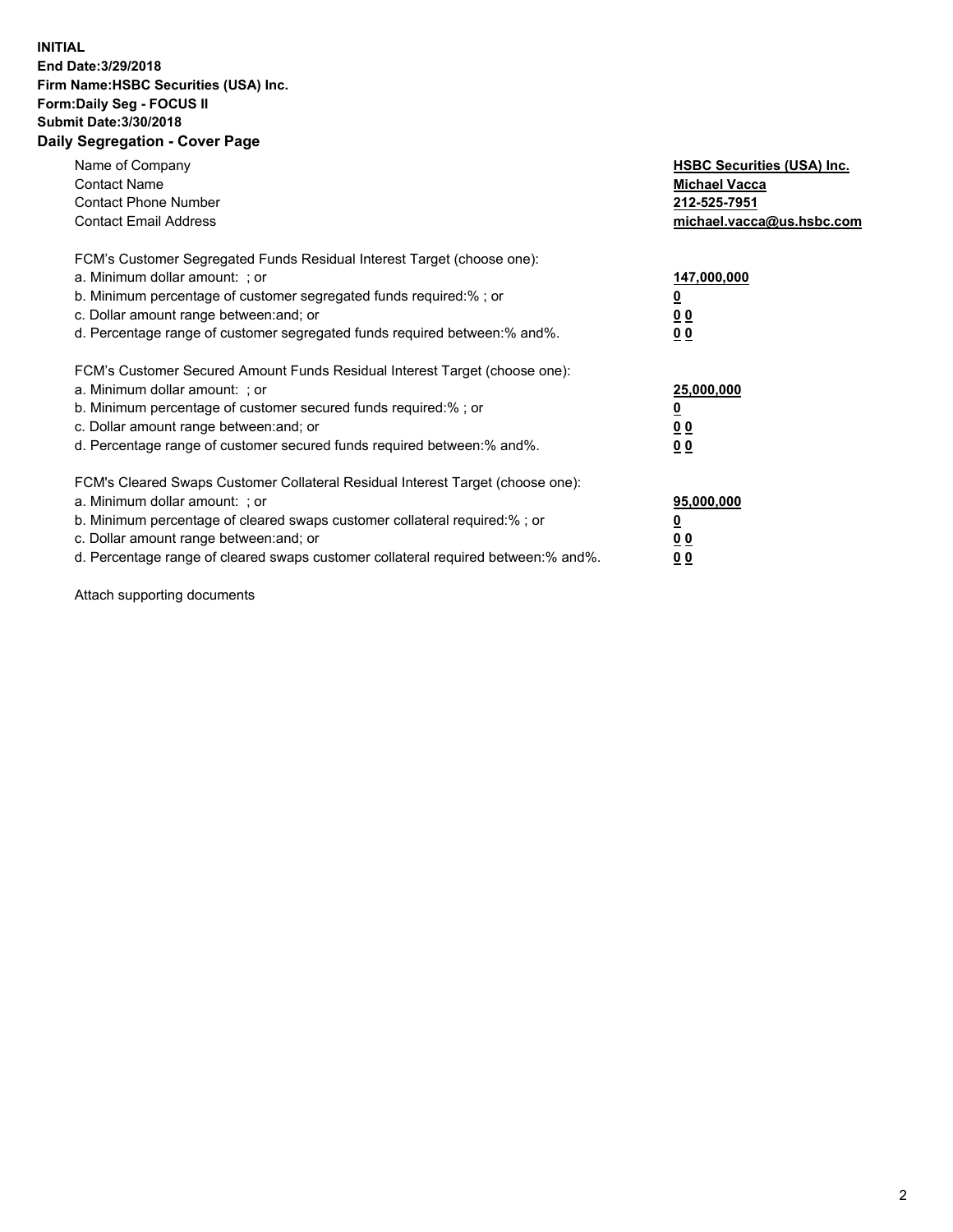**INITIAL**
**End Date:3/29/2018**
**Firm Name:HSBC Securities (USA) Inc.**
**Form:Daily Seg - FOCUS II**
**Submit Date:3/30/2018**

## Daily Segregation - Cover Page

| | |
|---|---|
| Name of Company | **HSBC Securities (USA) Inc.** |
| Contact Name | **Michael Vacca** |
| Contact Phone Number | **212-525-7951** |
| Contact Email Address | **michael.vacca@us.hsbc.com** |

| | |
|---|---|
| FCM's Customer Segregated Funds Residual Interest Target (choose one): | |
| a. Minimum dollar amount: ; or | **147,000,000** |
| b. Minimum percentage of customer segregated funds required:% ; or | **0** |
| c. Dollar amount range between:and; or | **0 0** |
| d. Percentage range of customer segregated funds required between:% and%. | **0 0** |

| | |
|---|---|
| FCM's Customer Secured Amount Funds Residual Interest Target (choose one): | |
| a. Minimum dollar amount: ; or | **25,000,000** |
| b. Minimum percentage of customer secured funds required:% ; or | **0** |
| c. Dollar amount range between:and; or | **0 0** |
| d. Percentage range of customer secured funds required between:% and%. | **0 0** |

| | |
|---|---|
| FCM's Cleared Swaps Customer Collateral Residual Interest Target (choose one): | |
| a. Minimum dollar amount: ; or | **95,000,000** |
| b. Minimum percentage of cleared swaps customer collateral required:% ; or | **0** |
| c. Dollar amount range between:and; or | **0 0** |
| d. Percentage range of cleared swaps customer collateral required between:% and%. | **0 0** |

Attach supporting documents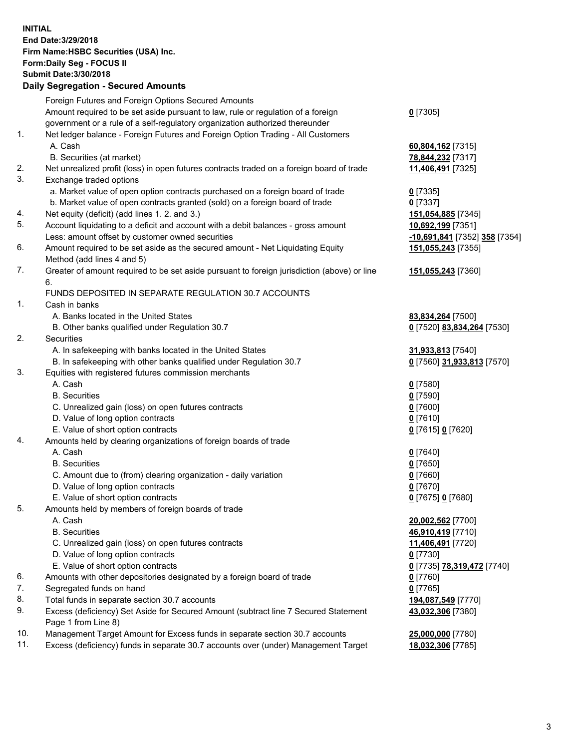**INITIAL**
**End Date:3/29/2018**
**Firm Name:HSBC Securities (USA) Inc.**
**Form:Daily Seg - FOCUS II**
**Submit Date:3/30/2018**
**Daily Segregation - Secured Amounts**

| | | |
|---|---|---|
| | Foreign Futures and Foreign Options Secured Amounts | |
| | Amount required to be set aside pursuant to law, rule or regulation of a foreign government or a rule of a self-regulatory organization authorized thereunder | **0** [7305] |
| 1. | Net ledger balance - Foreign Futures and Foreign Option Trading - All Customers | |
| | A. Cash | **60,804,162** [7315] |
| | B. Securities (at market) | **78,844,232** [7317] |
| 2. | Net unrealized profit (loss) in open futures contracts traded on a foreign board of trade | **11,406,491** [7325] |
| 3. | Exchange traded options | |
| | a. Market value of open option contracts purchased on a foreign board of trade | **0** [7335] |
| | b. Market value of open contracts granted (sold) on a foreign board of trade | **0** [7337] |
| 4. | Net equity (deficit) (add lines 1. 2. and 3.) | **151,054,885** [7345] |
| 5. | Account liquidating to a deficit and account with a debit balances - gross amount | **10,692,199** [7351] |
| | Less: amount offset by customer owned securities | **-10,691,841** [7352] **358** [7354] |
| 6. | Amount required to be set aside as the secured amount - Net Liquidating Equity Method (add lines 4 and 5) | **151,055,243** [7355] |
| 7. | Greater of amount required to be set aside pursuant to foreign jurisdiction (above) or line 6. | **151,055,243** [7360] |
| | FUNDS DEPOSITED IN SEPARATE REGULATION 30.7 ACCOUNTS | |
| 1. | Cash in banks | |
| | A. Banks located in the United States | **83,834,264** [7500] |
| | B. Other banks qualified under Regulation 30.7 | **0** [7520] **83,834,264** [7530] |
| 2. | Securities | |
| | A. In safekeeping with banks located in the United States | **31,933,813** [7540] |
| | B. In safekeeping with other banks qualified under Regulation 30.7 | **0** [7560] **31,933,813** [7570] |
| 3. | Equities with registered futures commission merchants | |
| | A. Cash | **0** [7580] |
| | B. Securities | **0** [7590] |
| | C. Unrealized gain (loss) on open futures contracts | **0** [7600] |
| | D. Value of long option contracts | **0** [7610] |
| | E. Value of short option contracts | **0** [7615] **0** [7620] |
| 4. | Amounts held by clearing organizations of foreign boards of trade | |
| | A. Cash | **0** [7640] |
| | B. Securities | **0** [7650] |
| | C. Amount due to (from) clearing organization - daily variation | **0** [7660] |
| | D. Value of long option contracts | **0** [7670] |
| | E. Value of short option contracts | **0** [7675] **0** [7680] |
| 5. | Amounts held by members of foreign boards of trade | |
| | A. Cash | **20,002,562** [7700] |
| | B. Securities | **46,910,419** [7710] |
| | C. Unrealized gain (loss) on open futures contracts | **11,406,491** [7720] |
| | D. Value of long option contracts | **0** [7730] |
| | E. Value of short option contracts | **0** [7735] **78,319,472** [7740] |
| 6. | Amounts with other depositories designated by a foreign board of trade | **0** [7760] |
| 7. | Segregated funds on hand | **0** [7765] |
| 8. | Total funds in separate section 30.7 accounts | **194,087,549** [7770] |
| 9. | Excess (deficiency) Set Aside for Secured Amount (subtract line 7 Secured Statement Page 1 from Line 8) | **43,032,306** [7380] |
| 10. | Management Target Amount for Excess funds in separate section 30.7 accounts | **25,000,000** [7780] |
| 11. | Excess (deficiency) funds in separate 30.7 accounts over (under) Management Target | **18,032,306** [7785] |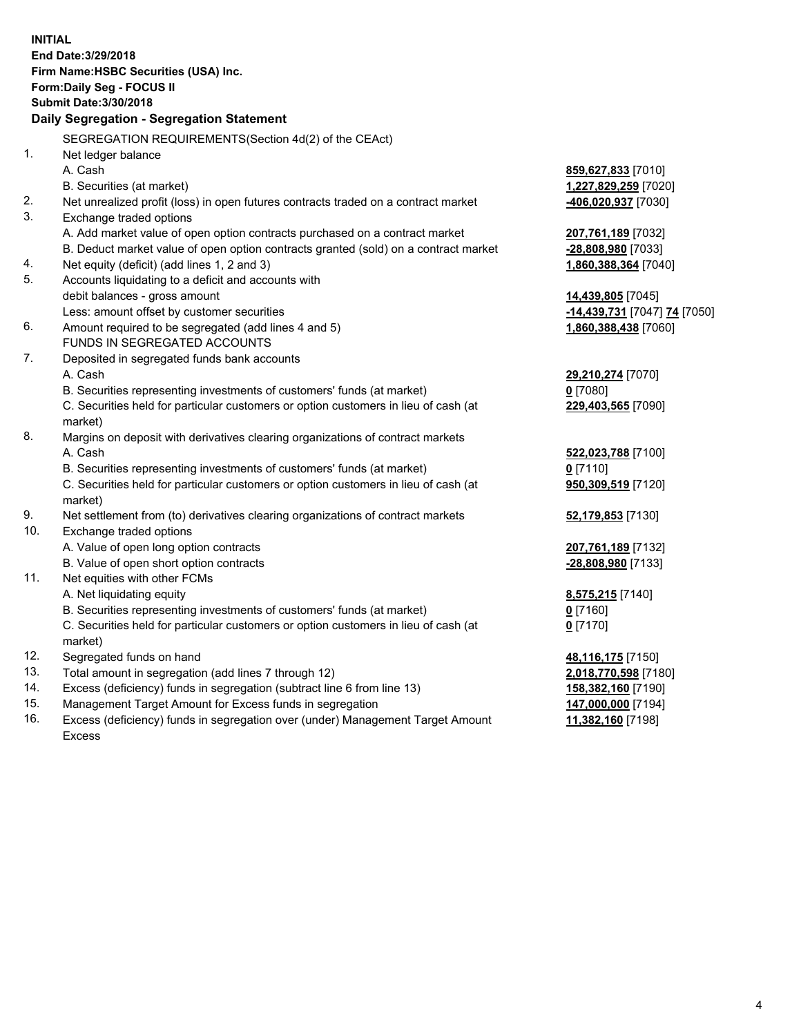**INITIAL**
**End Date:3/29/2018**
**Firm Name:HSBC Securities (USA) Inc.**
**Form:Daily Seg - FOCUS II**
**Submit Date:3/30/2018**

## Daily Segregation - Segregation Statement

SEGREGATION REQUIREMENTS(Section 4d(2) of the CEAct)

| | | |
|---|---|---|
| 1. | Net ledger balance | |
| | A. Cash | **859,627,833** [7010] |
| | B. Securities (at market) | **1,227,829,259** [7020] |
| 2. | Net unrealized profit (loss) in open futures contracts traded on a contract market | **-406,020,937** [7030] |
| 3. | Exchange traded options | |
| | A. Add market value of open option contracts purchased on a contract market | **207,761,189** [7032] |
| | B. Deduct market value of open option contracts granted (sold) on a contract market | **-28,808,980** [7033] |
| 4. | Net equity (deficit) (add lines 1, 2 and 3) | **1,860,388,364** [7040] |
| 5. | Accounts liquidating to a deficit and accounts with debit balances - gross amount | **14,439,805** [7045] |
| | Less: amount offset by customer securities | **-14,439,731** [7047] **74** [7050] |
| 6. | Amount required to be segregated (add lines 4 and 5) | **1,860,388,438** [7060] |
| | FUNDS IN SEGREGATED ACCOUNTS | |
| 7. | Deposited in segregated funds bank accounts | |
| | A. Cash | **29,210,274** [7070] |
| | B. Securities representing investments of customers' funds (at market) | **0** [7080] |
| | C. Securities held for particular customers or option customers in lieu of cash (at market) | **229,403,565** [7090] |
| 8. | Margins on deposit with derivatives clearing organizations of contract markets | |
| | A. Cash | **522,023,788** [7100] |
| | B. Securities representing investments of customers' funds (at market) | **0** [7110] |
| | C. Securities held for particular customers or option customers in lieu of cash (at market) | **950,309,519** [7120] |
| 9. | Net settlement from (to) derivatives clearing organizations of contract markets | **52,179,853** [7130] |
| 10. | Exchange traded options | |
| | A. Value of open long option contracts | **207,761,189** [7132] |
| | B. Value of open short option contracts | **-28,808,980** [7133] |
| 11. | Net equities with other FCMs | |
| | A. Net liquidating equity | **8,575,215** [7140] |
| | B. Securities representing investments of customers' funds (at market) | **0** [7160] |
| | C. Securities held for particular customers or option customers in lieu of cash (at market) | **0** [7170] |
| 12. | Segregated funds on hand | **48,116,175** [7150] |
| 13. | Total amount in segregation (add lines 7 through 12) | **2,018,770,598** [7180] |
| 14. | Excess (deficiency) funds in segregation (subtract line 6 from line 13) | **158,382,160** [7190] |
| 15. | Management Target Amount for Excess funds in segregation | **147,000,000** [7194] |
| 16. | Excess (deficiency) funds in segregation over (under) Management Target Amount Excess | **11,382,160** [7198] |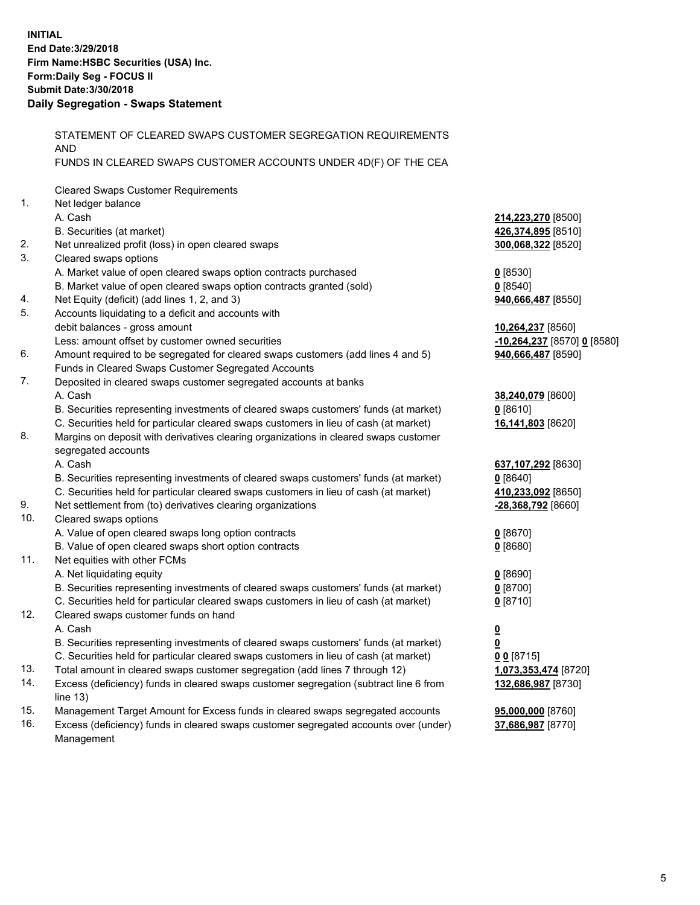**INITIAL**
**End Date:3/29/2018**
**Firm Name:HSBC Securities (USA) Inc.**
**Form:Daily Seg - FOCUS II**
**Submit Date:3/30/2018**
**Daily Segregation - Swaps Statement**

STATEMENT OF CLEARED SWAPS CUSTOMER SEGREGATION REQUIREMENTS AND FUNDS IN CLEARED SWAPS CUSTOMER ACCOUNTS UNDER 4D(F) OF THE CEA

| | | |
|---|---|---|
| | Cleared Swaps Customer Requirements | |
| 1. | Net ledger balance | |
| | A. Cash | **214,223,270** [8500] |
| | B. Securities (at market) | **426,374,895** [8510] |
| 2. | Net unrealized profit (loss) in open cleared swaps | **300,068,322** [8520] |
| 3. | Cleared swaps options | |
| | A. Market value of open cleared swaps option contracts purchased | **0** [8530] |
| | B. Market value of open cleared swaps option contracts granted (sold) | **0** [8540] |
| 4. | Net Equity (deficit) (add lines 1, 2, and 3) | **940,666,487** [8550] |
| 5. | Accounts liquidating to a deficit and accounts with debit balances - gross amount | **10,264,237** [8560] |
| | Less: amount offset by customer owned securities | **-10,264,237** [8570] **0** [8580] |
| 6. | Amount required to be segregated for cleared swaps customers (add lines 4 and 5) | **940,666,487** [8590] |
| | Funds in Cleared Swaps Customer Segregated Accounts | |
| 7. | Deposited in cleared swaps customer segregated accounts at banks | |
| | A. Cash | **38,240,079** [8600] |
| | B. Securities representing investments of cleared swaps customers' funds (at market) | **0** [8610] |
| | C. Securities held for particular cleared swaps customers in lieu of cash (at market) | **16,141,803** [8620] |
| 8. | Margins on deposit with derivatives clearing organizations in cleared swaps customer segregated accounts | |
| | A. Cash | **637,107,292** [8630] |
| | B. Securities representing investments of cleared swaps customers' funds (at market) | **0** [8640] |
| | C. Securities held for particular cleared swaps customers in lieu of cash (at market) | **410,233,092** [8650] |
| 9. | Net settlement from (to) derivatives clearing organizations | **-28,368,792** [8660] |
| 10. | Cleared swaps options | |
| | A. Value of open cleared swaps long option contracts | **0** [8670] |
| | B. Value of open cleared swaps short option contracts | **0** [8680] |
| 11. | Net equities with other FCMs | |
| | A. Net liquidating equity | **0** [8690] |
| | B. Securities representing investments of cleared swaps customers' funds (at market) | **0** [8700] |
| | C. Securities held for particular cleared swaps customers in lieu of cash (at market) | **0** [8710] |
| 12. | Cleared swaps customer funds on hand | |
| | A. Cash | **0** |
| | B. Securities representing investments of cleared swaps customers' funds (at market) | **0** |
| | C. Securities held for particular cleared swaps customers in lieu of cash (at market) | **0** **0** [8715] |
| 13. | Total amount in cleared swaps customer segregation (add lines 7 through 12) | **1,073,353,474** [8720] |
| 14. | Excess (deficiency) funds in cleared swaps customer segregation (subtract line 6 from line 13) | **132,686,987** [8730] |
| 15. | Management Target Amount for Excess funds in cleared swaps segregated accounts | **95,000,000** [8760] |
| 16. | Excess (deficiency) funds in cleared swaps customer segregated accounts over (under) Management | **37,686,987** [8770] |